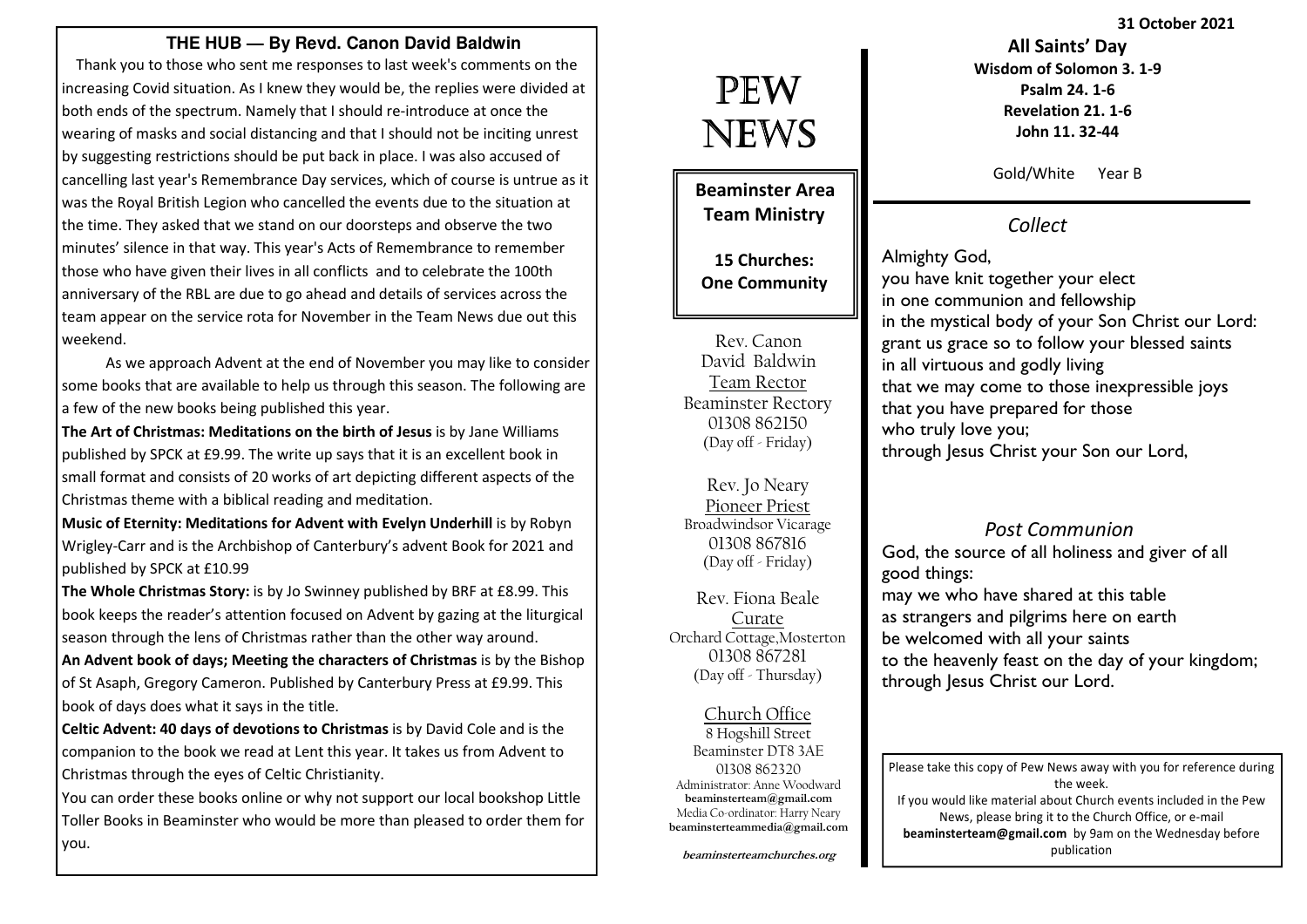## THE HUB — By Revd. Canon David Baldwin

Thank you to those who sent me responses to last week's comments on the increasing Covid situation. As I knew they would be, the replies were divided at both ends of the spectrum. Namely that I should re-introduce at once the wearing of masks and social distancing and that I should not be inciting unrest by suggesting restrictions should be put back in place. I was also accused of cancelling last year's Remembrance Day services, which of course is untrue as it was the Royal British Legion who cancelled the events due to the situation at the time. They asked that we stand on our doorsteps and observe the two minutes' silence in that way. This year's Acts of Remembrance to remember those who have given their lives in all conflicts and to celebrate the 100th anniversary of the RBL are due to go ahead and details of services across the team appear on the service rota for November in the Team News due out this weekend.

As we approach Advent at the end of November you may like to consider some books that are available to help us through this season. The following are a few of the new books being published this year.

**The Art of Christmas: Meditations on the birth of Jesus** is by Jane Williams published by SPCK at £9.99. The write up says that it is an excellent book in small format and consists of 20 works of art depicting different aspects of the Christmas theme with a biblical reading and meditation.

**Music of Eternity: Meditations for Advent with Evelyn Underhill** is by Robyn Wrigley-Carr and is the Archbishop of Canterbury's advent Book for 2021 and published by SPCK at £10.99

**The Whole Christmas Story:** is by Jo Swinney published by BRF at £8.99. This book keeps the reader's attention focused on Advent by gazing at the liturgical season through the lens of Christmas rather than the other way around.

**An Advent book of days; Meeting the characters of Christmas** is by the Bishop of St Asaph, Gregory Cameron. Published by Canterbury Press at £9.99. This book of days does what it says in the title.

**Celtic Advent: 40 days of devotions to Christmas** is by David Cole and is the companion to the book we read at Lent this year. It takes us from Advent to Christmas through the eyes of Celtic Christianity.

You can order these books online or why not support our local bookshop Little Toller Books in Beaminster who would be more than pleased to order them for you.

# PEW NEWS

**Beaminster Area Team Ministry**

**15 Churches: One Community**

Rev. Canon David Baldwin
Team Rector
Beaminster Rectory
01308 862150
(Day off - Friday)

Rev. Jo Neary
Pioneer Priest
Broadwindsor Vicarage
01308 867816
(Day off - Friday)

Rev. Fiona Beale
Curate
Orchard Cottage, Mosterton
01308 867281
(Day off - Thursday)

Church Office
8 Hogshill Street
Beaminster DT8 3AE
01308 862320
Administrator: Anne Woodward
**beaminsterteam@gmail.com**
Media Co-ordinator: Harry Neary
**beaminsterteammedia@gmail.com**

**beaminsterteamchurches.org**

**31 October 2021**

**All Saints' Day**
**Wisdom of Solomon 3. 1-9**
**Psalm 24. 1-6**
**Revelation 21. 1-6**
**John 11. 32-44**

Gold/White Year B

## *Collect*

Almighty God,
you have knit together your elect
in one communion and fellowship
in the mystical body of your Son Christ our Lord:
grant us grace so to follow your blessed saints
in all virtuous and godly living
that we may come to those inexpressible joys
that you have prepared for those
who truly love you;
through Jesus Christ your Son our Lord,

## *Post Communion*

God, the source of all holiness and giver of all good things:
may we who have shared at this table
as strangers and pilgrims here on earth
be welcomed with all your saints
to the heavenly feast on the day of your kingdom;
through Jesus Christ our Lord.

Please take this copy of Pew News away with you for reference during the week.
If you would like material about Church events included in the Pew News, please bring it to the Church Office, or e-mail **beaminsterteam@gmail.com** by 9am on the Wednesday before publication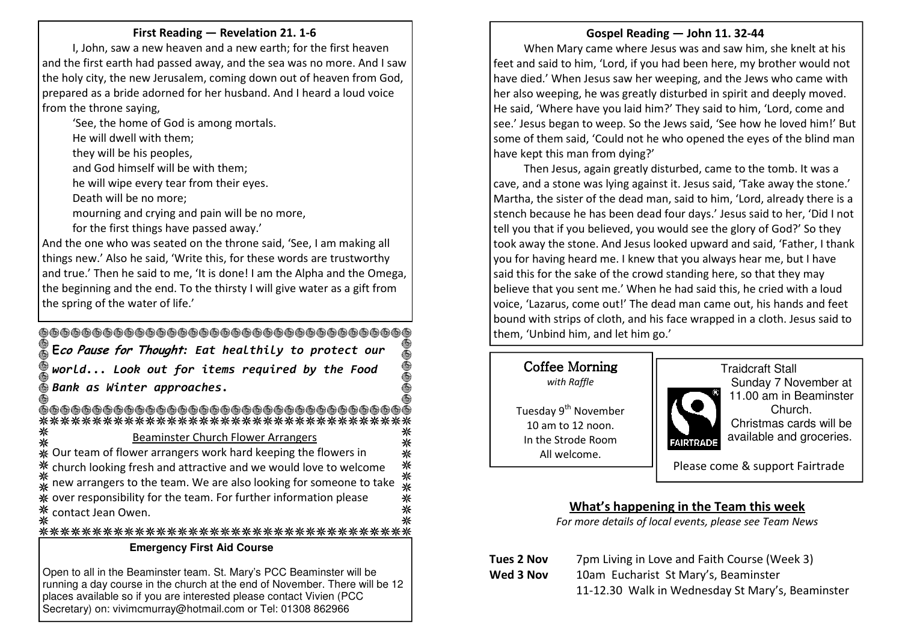## First Reading — Revelation 21. 1-6

I, John, saw a new heaven and a new earth; for the first heaven and the first earth had passed away, and the sea was no more. And I saw the holy city, the new Jerusalem, coming down out of heaven from God, prepared as a bride adorned for her husband. And I heard a loud voice from the throne saying,

'See, the home of God is among mortals.
He will dwell with them;
they will be his peoples,
and God himself will be with them;
he will wipe every tear from their eyes.
Death will be no more;
mourning and crying and pain will be no more,
for the first things have passed away.'

And the one who was seated on the throne said, 'See, I am making all things new.' Also he said, 'Write this, for these words are trustworthy and true.' Then he said to me, 'It is done! I am the Alpha and the Omega, the beginning and the end. To the thirsty I will give water as a gift from the spring of the water of life.'

***Eco Pause for Thought: Eat healthily to protect our world... Look out for items required by the Food Bank as Winter approaches.***

### Beaminster Church Flower Arrangers

Our team of flower arrangers work hard keeping the flowers in church looking fresh and attractive and we would love to welcome new arrangers to the team. We are also looking for someone to take over responsibility for the team. For further information please contact Jean Owen.

### Emergency First Aid Course

Open to all in the Beaminster team. St. Mary's PCC Beaminster will be running a day course in the church at the end of November. There will be 12 places available so if you are interested please contact Vivien (PCC Secretary) on: vivimcmurray@hotmail.com or Tel: 01308 862966

## Gospel Reading — John 11. 32-44

When Mary came where Jesus was and saw him, she knelt at his feet and said to him, 'Lord, if you had been here, my brother would not have died.' When Jesus saw her weeping, and the Jews who came with her also weeping, he was greatly disturbed in spirit and deeply moved. He said, 'Where have you laid him?' They said to him, 'Lord, come and see.' Jesus began to weep. So the Jews said, 'See how he loved him!' But some of them said, 'Could not he who opened the eyes of the blind man have kept this man from dying?'

Then Jesus, again greatly disturbed, came to the tomb. It was a cave, and a stone was lying against it. Jesus said, 'Take away the stone.' Martha, the sister of the dead man, said to him, 'Lord, already there is a stench because he has been dead four days.' Jesus said to her, 'Did I not tell you that if you believed, you would see the glory of God?' So they took away the stone. And Jesus looked upward and said, 'Father, I thank you for having heard me. I knew that you always hear me, but I have said this for the sake of the crowd standing here, so that they may believe that you sent me.' When he had said this, he cried with a loud voice, 'Lazarus, come out!' The dead man came out, his hands and feet bound with strips of cloth, and his face wrapped in a cloth. Jesus said to them, 'Unbind him, and let him go.'

### Coffee Morning

*with Raffle*

Tuesday 9th November
10 am to 12 noon.
In the Strode Room
All welcome.

### Traidcraft Stall

Sunday 7 November at 11.00 am in Beaminster Church.
Christmas cards will be available and groceries.

FAIRTRADE

Please come & support Fairtrade

## What's happening in the Team this week

*For more details of local events, please see Team News*

**Tues 2 Nov** 7pm Living in Love and Faith Course (Week 3)

**Wed 3 Nov** 10am Eucharist St Mary's, Beaminster
11-12.30 Walk in Wednesday St Mary's, Beaminster